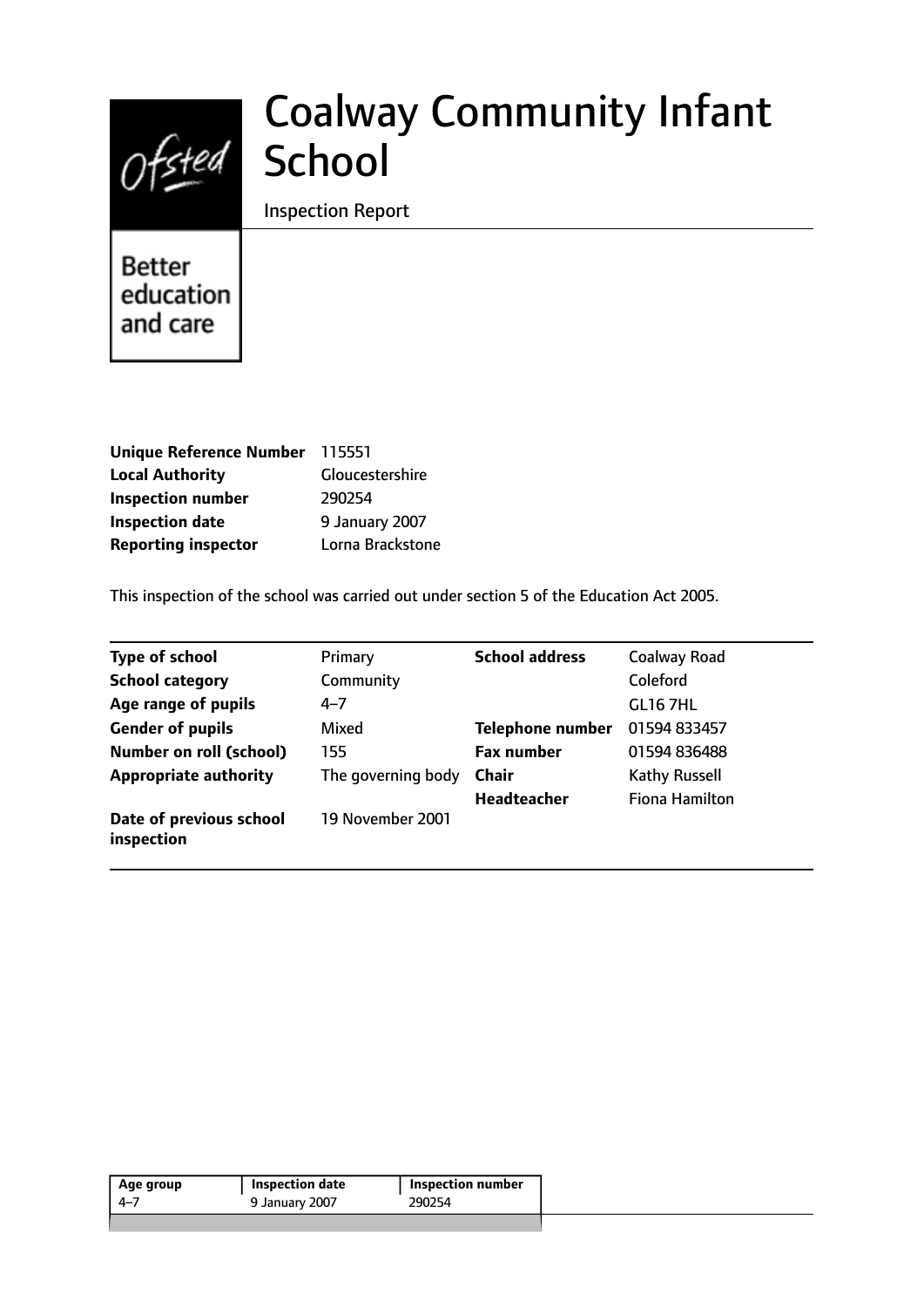# Coalway Community Infant School

Inspection Report

Better education and care

| | |
|---|---|
| **Unique Reference Number** | 115551 |
| **Local Authority** | Gloucestershire |
| **Inspection number** | 290254 |
| **Inspection date** | 9 January 2007 |
| **Reporting inspector** | Lorna Brackstone |

This inspection of the school was carried out under section 5 of the Education Act 2005.

| | | | |
|---|---|---|---|
| **Type of school** | Primary | **School address** | Coalway Road |
| **School category** | Community | | Coleford |
| **Age range of pupils** | 4–7 | | GL16 7HL |
| **Gender of pupils** | Mixed | **Telephone number** | 01594 833457 |
| **Number on roll (school)** | 155 | **Fax number** | 01594 836488 |
| **Appropriate authority** | The governing body | **Chair** | Kathy Russell |
| | | **Headteacher** | Fiona Hamilton |
| **Date of previous school inspection** | 19 November 2001 | | |

| Age group | Inspection date | Inspection number |
|---|---|---|
| 4–7 | 9 January 2007 | 290254 |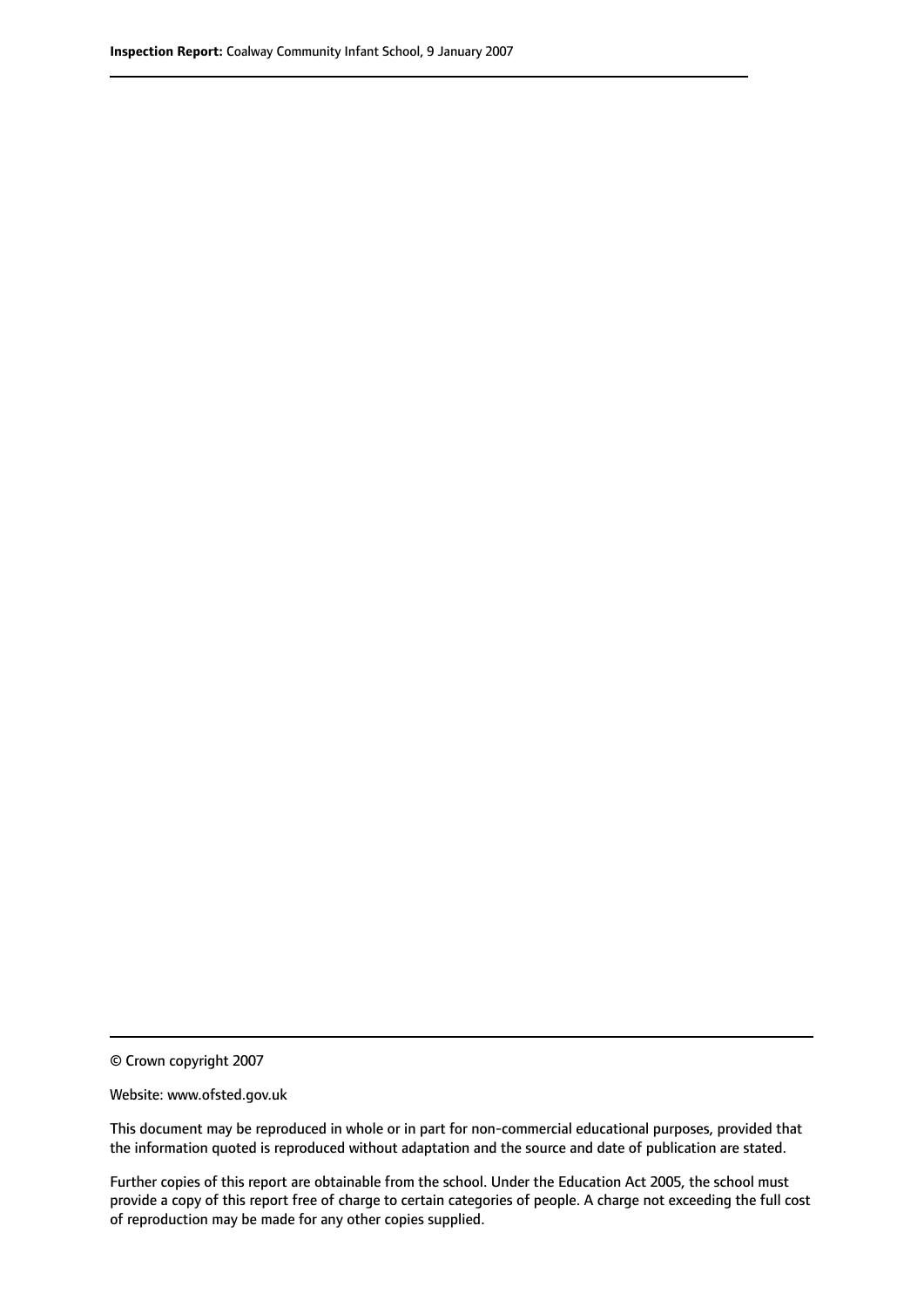© Crown copyright 2007

Website: www.ofsted.gov.uk

This document may be reproduced in whole or in part for non-commercial educational purposes, provided that the information quoted is reproduced without adaptation and the source and date of publication are stated.

Further copies of this report are obtainable from the school. Under the Education Act 2005, the school must provide a copy of this report free of charge to certain categories of people. A charge not exceeding the full cost of reproduction may be made for any other copies supplied.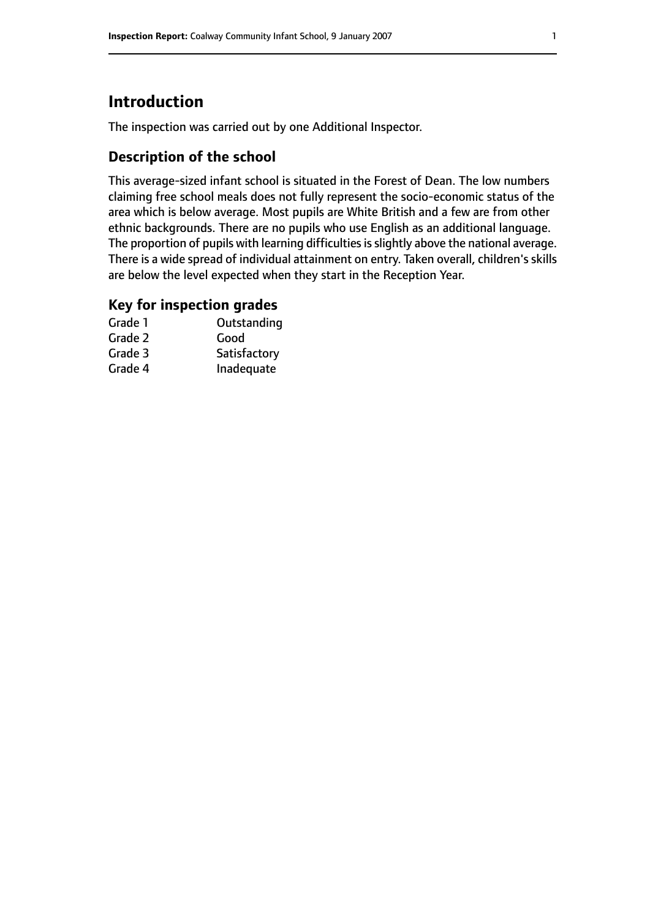# Introduction

The inspection was carried out by one Additional Inspector.

## Description of the school

This average-sized infant school is situated in the Forest of Dean. The low numbers claiming free school meals does not fully represent the socio-economic status of the area which is below average. Most pupils are White British and a few are from other ethnic backgrounds. There are no pupils who use English as an additional language. The proportion of pupils with learning difficulties is slightly above the national average. There is a wide spread of individual attainment on entry. Taken overall, children's skills are below the level expected when they start in the Reception Year.

## Key for inspection grades

| | |
|---|---|
| Grade 1 | Outstanding |
| Grade 2 | Good |
| Grade 3 | Satisfactory |
| Grade 4 | Inadequate |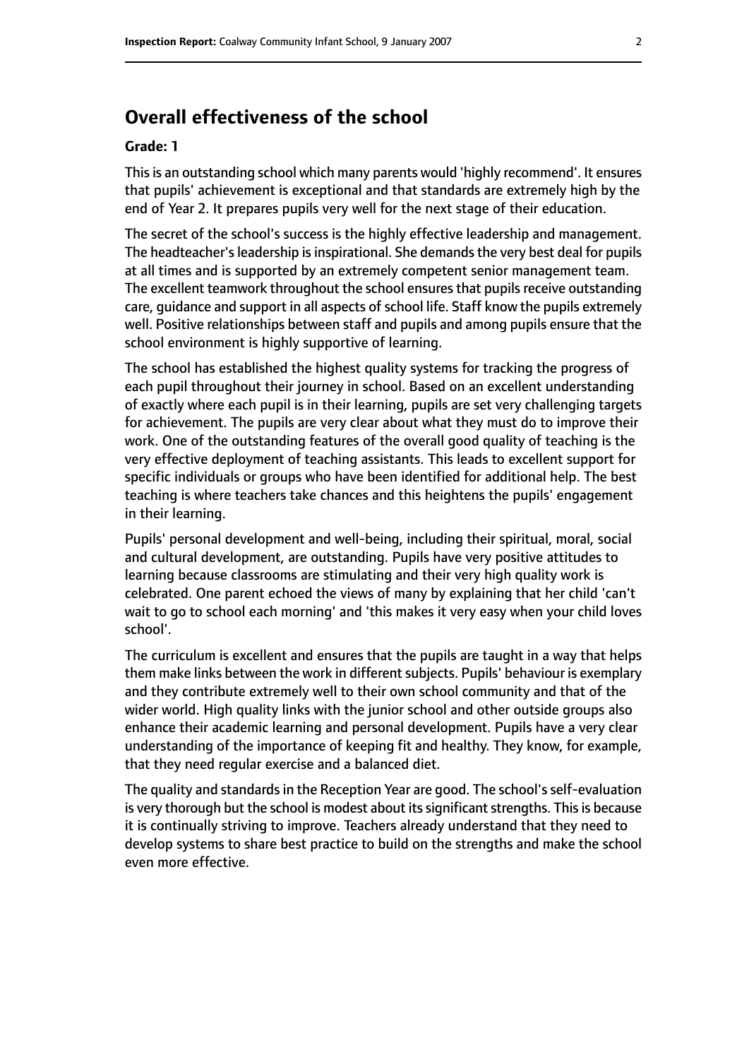## Overall effectiveness of the school

**Grade: 1**

This is an outstanding school which many parents would 'highly recommend'. It ensures that pupils' achievement is exceptional and that standards are extremely high by the end of Year 2. It prepares pupils very well for the next stage of their education.

The secret of the school's success is the highly effective leadership and management. The headteacher's leadership is inspirational. She demands the very best deal for pupils at all times and is supported by an extremely competent senior management team. The excellent teamwork throughout the school ensures that pupils receive outstanding care, guidance and support in all aspects of school life. Staff know the pupils extremely well. Positive relationships between staff and pupils and among pupils ensure that the school environment is highly supportive of learning.

The school has established the highest quality systems for tracking the progress of each pupil throughout their journey in school. Based on an excellent understanding of exactly where each pupil is in their learning, pupils are set very challenging targets for achievement. The pupils are very clear about what they must do to improve their work. One of the outstanding features of the overall good quality of teaching is the very effective deployment of teaching assistants. This leads to excellent support for specific individuals or groups who have been identified for additional help. The best teaching is where teachers take chances and this heightens the pupils' engagement in their learning.

Pupils' personal development and well-being, including their spiritual, moral, social and cultural development, are outstanding. Pupils have very positive attitudes to learning because classrooms are stimulating and their very high quality work is celebrated. One parent echoed the views of many by explaining that her child 'can't wait to go to school each morning' and 'this makes it very easy when your child loves school'.

The curriculum is excellent and ensures that the pupils are taught in a way that helps them make links between the work in different subjects. Pupils' behaviour is exemplary and they contribute extremely well to their own school community and that of the wider world. High quality links with the junior school and other outside groups also enhance their academic learning and personal development. Pupils have a very clear understanding of the importance of keeping fit and healthy. They know, for example, that they need regular exercise and a balanced diet.

The quality and standards in the Reception Year are good. The school's self-evaluation is very thorough but the school is modest about its significant strengths. This is because it is continually striving to improve. Teachers already understand that they need to develop systems to share best practice to build on the strengths and make the school even more effective.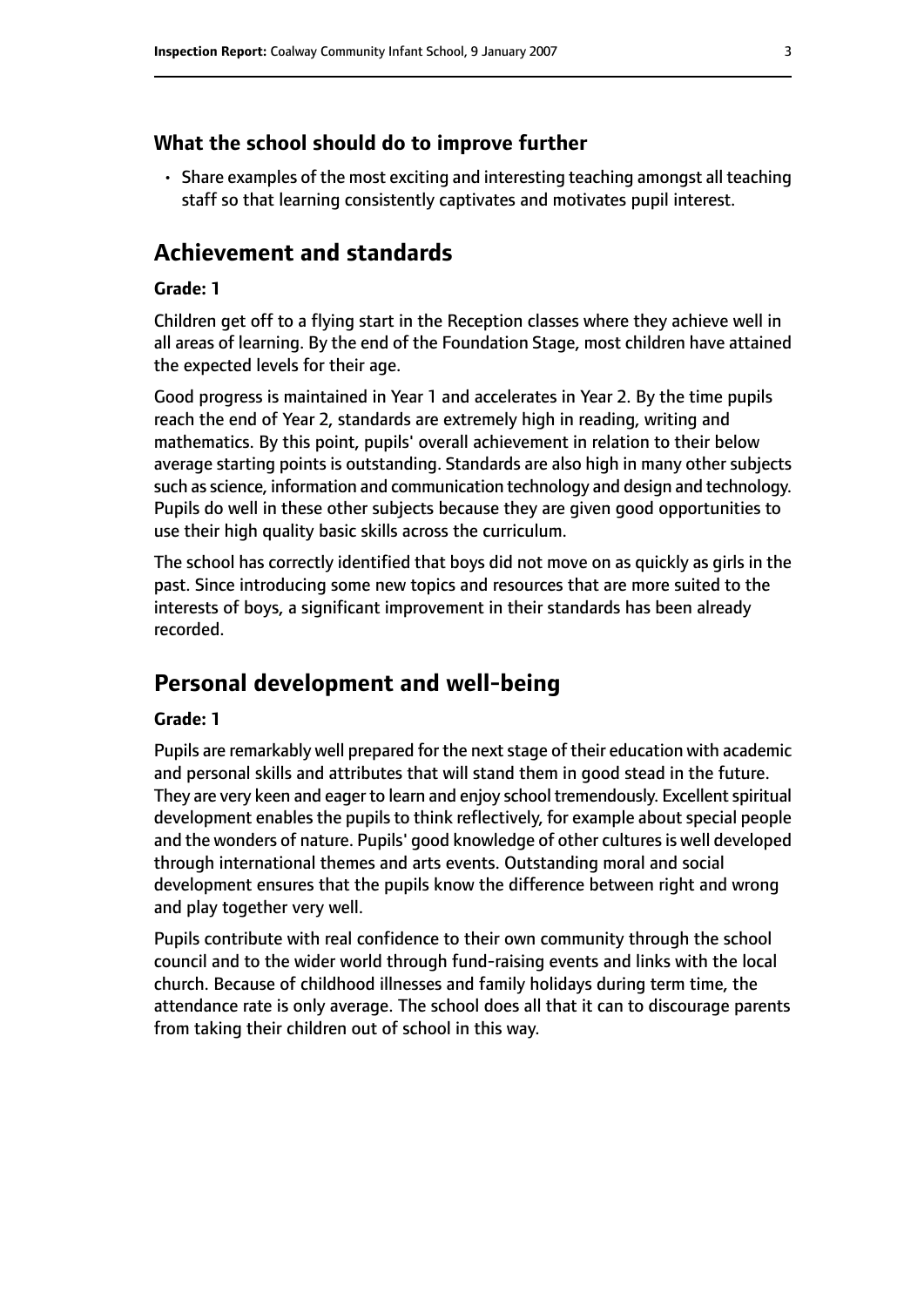### What the school should do to improve further

- Share examples of the most exciting and interesting teaching amongst all teaching staff so that learning consistently captivates and motivates pupil interest.

## Achievement and standards

**Grade: 1**

Children get off to a flying start in the Reception classes where they achieve well in all areas of learning. By the end of the Foundation Stage, most children have attained the expected levels for their age.

Good progress is maintained in Year 1 and accelerates in Year 2. By the time pupils reach the end of Year 2, standards are extremely high in reading, writing and mathematics. By this point, pupils' overall achievement in relation to their below average starting points is outstanding. Standards are also high in many other subjects such as science, information and communication technology and design and technology. Pupils do well in these other subjects because they are given good opportunities to use their high quality basic skills across the curriculum.

The school has correctly identified that boys did not move on as quickly as girls in the past. Since introducing some new topics and resources that are more suited to the interests of boys, a significant improvement in their standards has been already recorded.

## Personal development and well-being

**Grade: 1**

Pupils are remarkably well prepared for the next stage of their education with academic and personal skills and attributes that will stand them in good stead in the future. They are very keen and eager to learn and enjoy school tremendously. Excellent spiritual development enables the pupils to think reflectively, for example about special people and the wonders of nature. Pupils' good knowledge of other cultures is well developed through international themes and arts events. Outstanding moral and social development ensures that the pupils know the difference between right and wrong and play together very well.

Pupils contribute with real confidence to their own community through the school council and to the wider world through fund-raising events and links with the local church. Because of childhood illnesses and family holidays during term time, the attendance rate is only average. The school does all that it can to discourage parents from taking their children out of school in this way.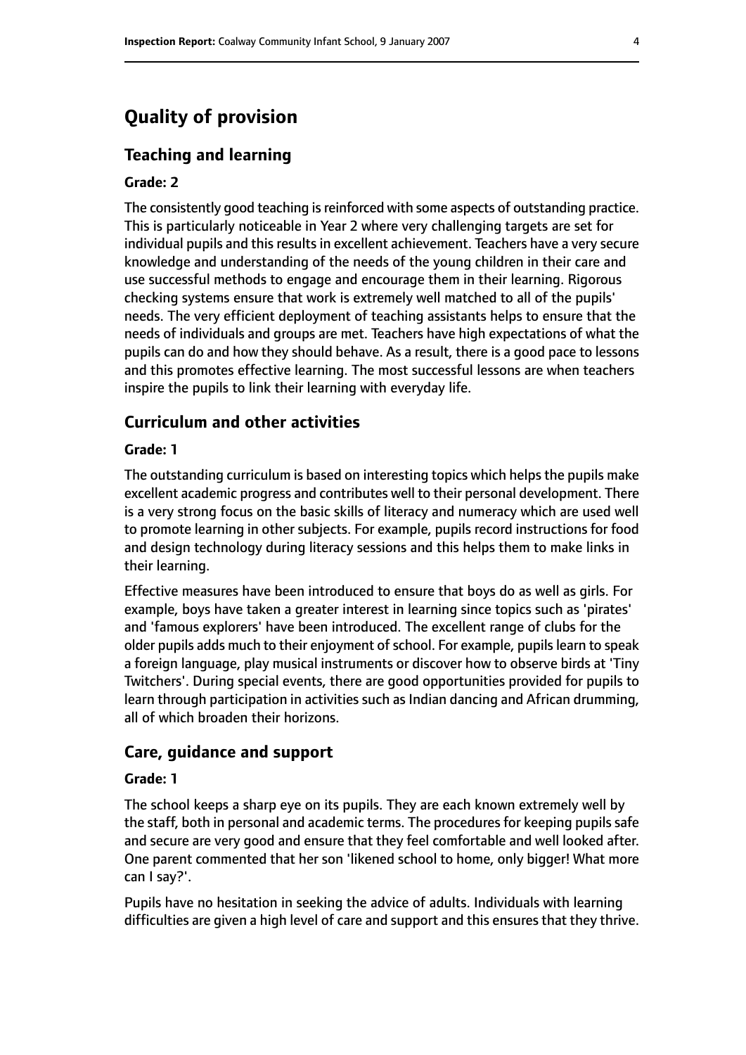# Quality of provision

## Teaching and learning

**Grade: 2**

The consistently good teaching is reinforced with some aspects of outstanding practice. This is particularly noticeable in Year 2 where very challenging targets are set for individual pupils and this results in excellent achievement. Teachers have a very secure knowledge and understanding of the needs of the young children in their care and use successful methods to engage and encourage them in their learning. Rigorous checking systems ensure that work is extremely well matched to all of the pupils' needs. The very efficient deployment of teaching assistants helps to ensure that the needs of individuals and groups are met. Teachers have high expectations of what the pupils can do and how they should behave. As a result, there is a good pace to lessons and this promotes effective learning. The most successful lessons are when teachers inspire the pupils to link their learning with everyday life.

## Curriculum and other activities

**Grade: 1**

The outstanding curriculum is based on interesting topics which helps the pupils make excellent academic progress and contributes well to their personal development. There is a very strong focus on the basic skills of literacy and numeracy which are used well to promote learning in other subjects. For example, pupils record instructions for food and design technology during literacy sessions and this helps them to make links in their learning.

Effective measures have been introduced to ensure that boys do as well as girls. For example, boys have taken a greater interest in learning since topics such as 'pirates' and 'famous explorers' have been introduced. The excellent range of clubs for the older pupils adds much to their enjoyment of school. For example, pupils learn to speak a foreign language, play musical instruments or discover how to observe birds at 'Tiny Twitchers'. During special events, there are good opportunities provided for pupils to learn through participation in activities such as Indian dancing and African drumming, all of which broaden their horizons.

## Care, guidance and support

**Grade: 1**

The school keeps a sharp eye on its pupils. They are each known extremely well by the staff, both in personal and academic terms. The procedures for keeping pupils safe and secure are very good and ensure that they feel comfortable and well looked after. One parent commented that her son 'likened school to home, only bigger! What more can I say?'.

Pupils have no hesitation in seeking the advice of adults. Individuals with learning difficulties are given a high level of care and support and this ensures that they thrive.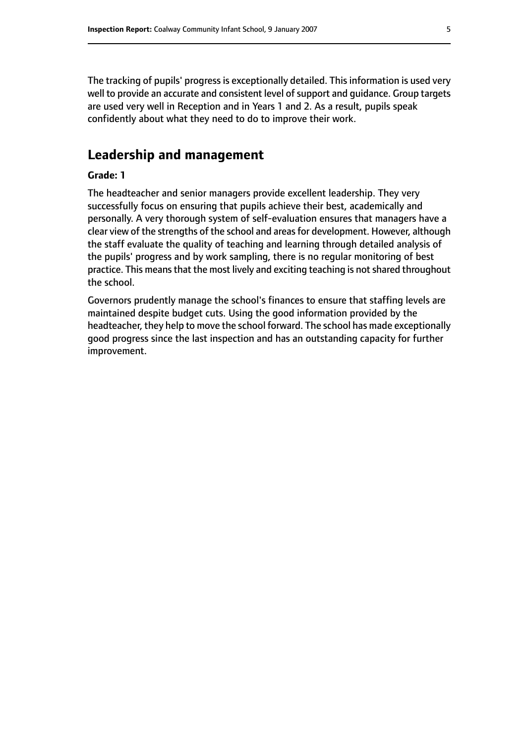The tracking of pupils' progress is exceptionally detailed. This information is used very well to provide an accurate and consistent level of support and guidance. Group targets are used very well in Reception and in Years 1 and 2. As a result, pupils speak confidently about what they need to do to improve their work.

## Leadership and management

**Grade: 1**

The headteacher and senior managers provide excellent leadership. They very successfully focus on ensuring that pupils achieve their best, academically and personally. A very thorough system of self-evaluation ensures that managers have a clear view of the strengths of the school and areas for development. However, although the staff evaluate the quality of teaching and learning through detailed analysis of the pupils' progress and by work sampling, there is no regular monitoring of best practice. This means that the most lively and exciting teaching is not shared throughout the school.

Governors prudently manage the school's finances to ensure that staffing levels are maintained despite budget cuts. Using the good information provided by the headteacher, they help to move the school forward. The school has made exceptionally good progress since the last inspection and has an outstanding capacity for further improvement.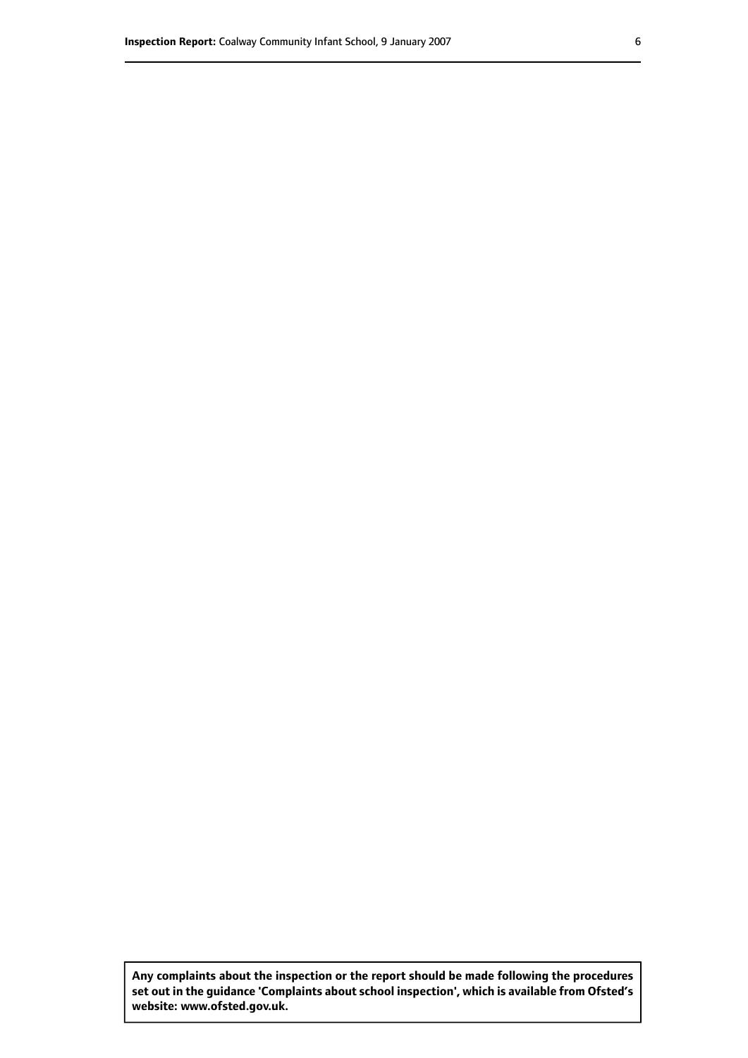**Any complaints about the inspection or the report should be made following the procedures set out in the guidance 'Complaints about school inspection', which is available from Ofsted's website: www.ofsted.gov.uk.**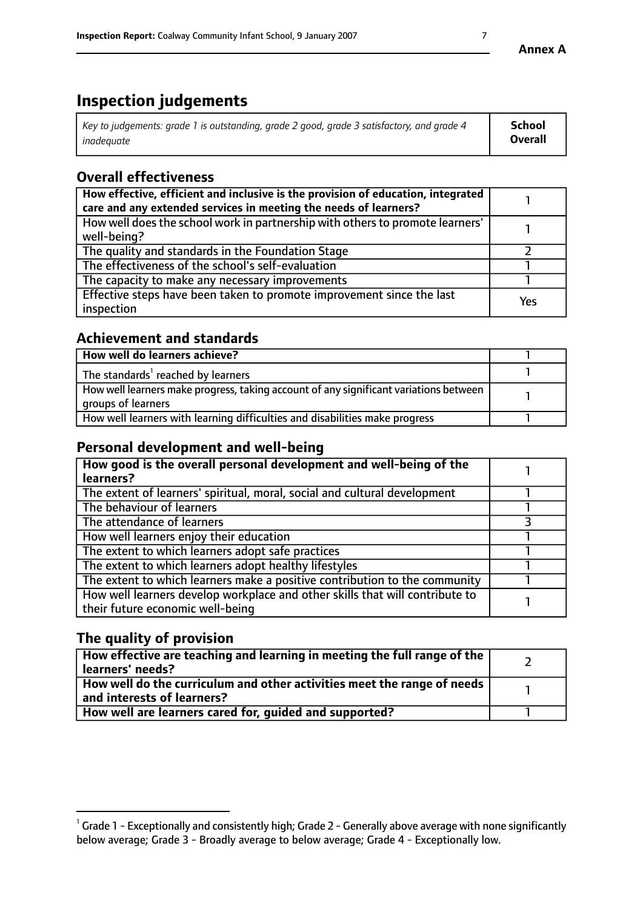# Inspection judgements

| *Key to judgements: grade 1 is outstanding, grade 2 good, grade 3 satisfactory, and grade 4 inadequate* | **School Overall** |
|---|---|

## Overall effectiveness

| | |
|---|---|
| **How effective, efficient and inclusive is the provision of education, integrated care and any extended services in meeting the needs of learners?** | 1 |
| How well does the school work in partnership with others to promote learners' well-being? | 1 |
| The quality and standards in the Foundation Stage | 2 |
| The effectiveness of the school's self-evaluation | 1 |
| The capacity to make any necessary improvements | 1 |
| Effective steps have been taken to promote improvement since the last inspection | Yes |

## Achievement and standards

| | |
|---|---|
| **How well do learners achieve?** | 1 |
| The standards[1] reached by learners | 1 |
| How well learners make progress, taking account of any significant variations between groups of learners | 1 |
| How well learners with learning difficulties and disabilities make progress | 1 |

## Personal development and well-being

| | |
|---|---|
| **How good is the overall personal development and well-being of the learners?** | 1 |
| The extent of learners' spiritual, moral, social and cultural development | 1 |
| The behaviour of learners | 1 |
| The attendance of learners | 3 |
| How well learners enjoy their education | 1 |
| The extent to which learners adopt safe practices | 1 |
| The extent to which learners adopt healthy lifestyles | 1 |
| The extent to which learners make a positive contribution to the community | 1 |
| How well learners develop workplace and other skills that will contribute to their future economic well-being | 1 |

## The quality of provision

| | |
|---|---|
| **How effective are teaching and learning in meeting the full range of the learners' needs?** | 2 |
| **How well do the curriculum and other activities meet the range of needs and interests of learners?** | 1 |
| **How well are learners cared for, guided and supported?** | 1 |

[1] Grade 1 - Exceptionally and consistently high; Grade 2 - Generally above average with none significantly below average; Grade 3 - Broadly average to below average; Grade 4 - Exceptionally low.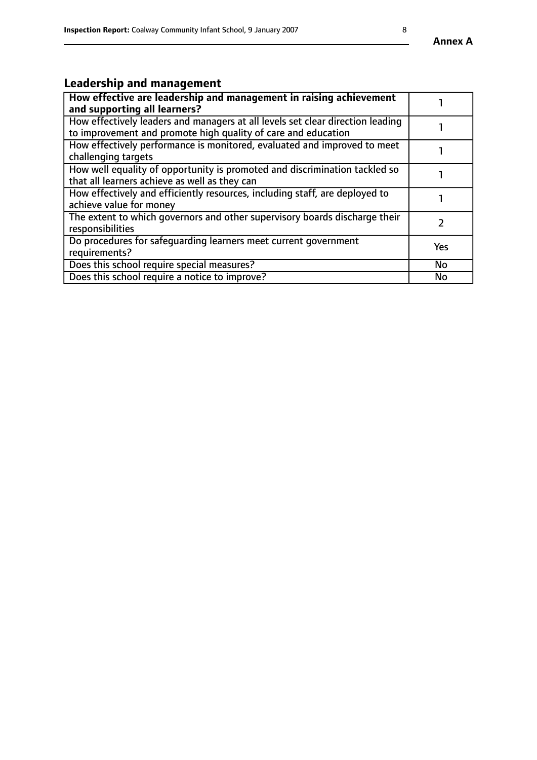## Leadership and management

| How effective are leadership and management in raising achievement and supporting all learners? | 1 |
|---|---|
| How effectively leaders and managers at all levels set clear direction leading to improvement and promote high quality of care and education | 1 |
| How effectively performance is monitored, evaluated and improved to meet challenging targets | 1 |
| How well equality of opportunity is promoted and discrimination tackled so that all learners achieve as well as they can | 1 |
| How effectively and efficiently resources, including staff, are deployed to achieve value for money | 1 |
| The extent to which governors and other supervisory boards discharge their responsibilities | 2 |
| Do procedures for safeguarding learners meet current government requirements? | Yes |
| Does this school require special measures? | No |
| Does this school require a notice to improve? | No |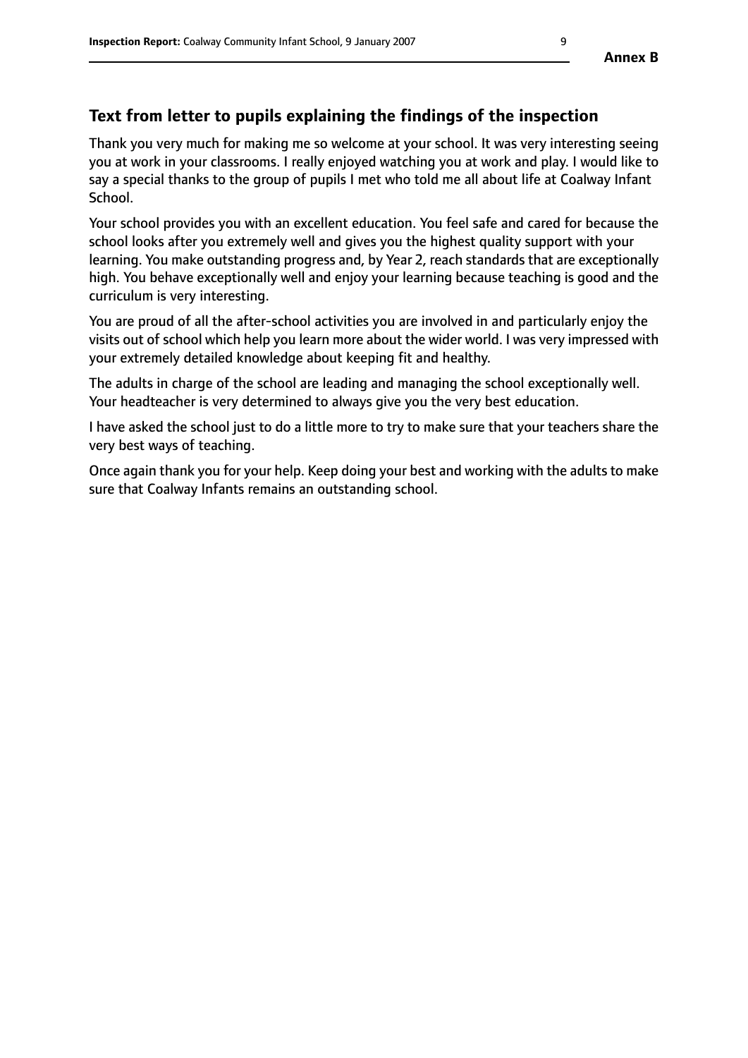## Text from letter to pupils explaining the findings of the inspection

Thank you very much for making me so welcome at your school. It was very interesting seeing you at work in your classrooms. I really enjoyed watching you at work and play. I would like to say a special thanks to the group of pupils I met who told me all about life at Coalway Infant School.

Your school provides you with an excellent education. You feel safe and cared for because the school looks after you extremely well and gives you the highest quality support with your learning. You make outstanding progress and, by Year 2, reach standards that are exceptionally high. You behave exceptionally well and enjoy your learning because teaching is good and the curriculum is very interesting.

You are proud of all the after-school activities you are involved in and particularly enjoy the visits out of school which help you learn more about the wider world. I was very impressed with your extremely detailed knowledge about keeping fit and healthy.

The adults in charge of the school are leading and managing the school exceptionally well. Your headteacher is very determined to always give you the very best education.

I have asked the school just to do a little more to try to make sure that your teachers share the very best ways of teaching.

Once again thank you for your help. Keep doing your best and working with the adults to make sure that Coalway Infants remains an outstanding school.